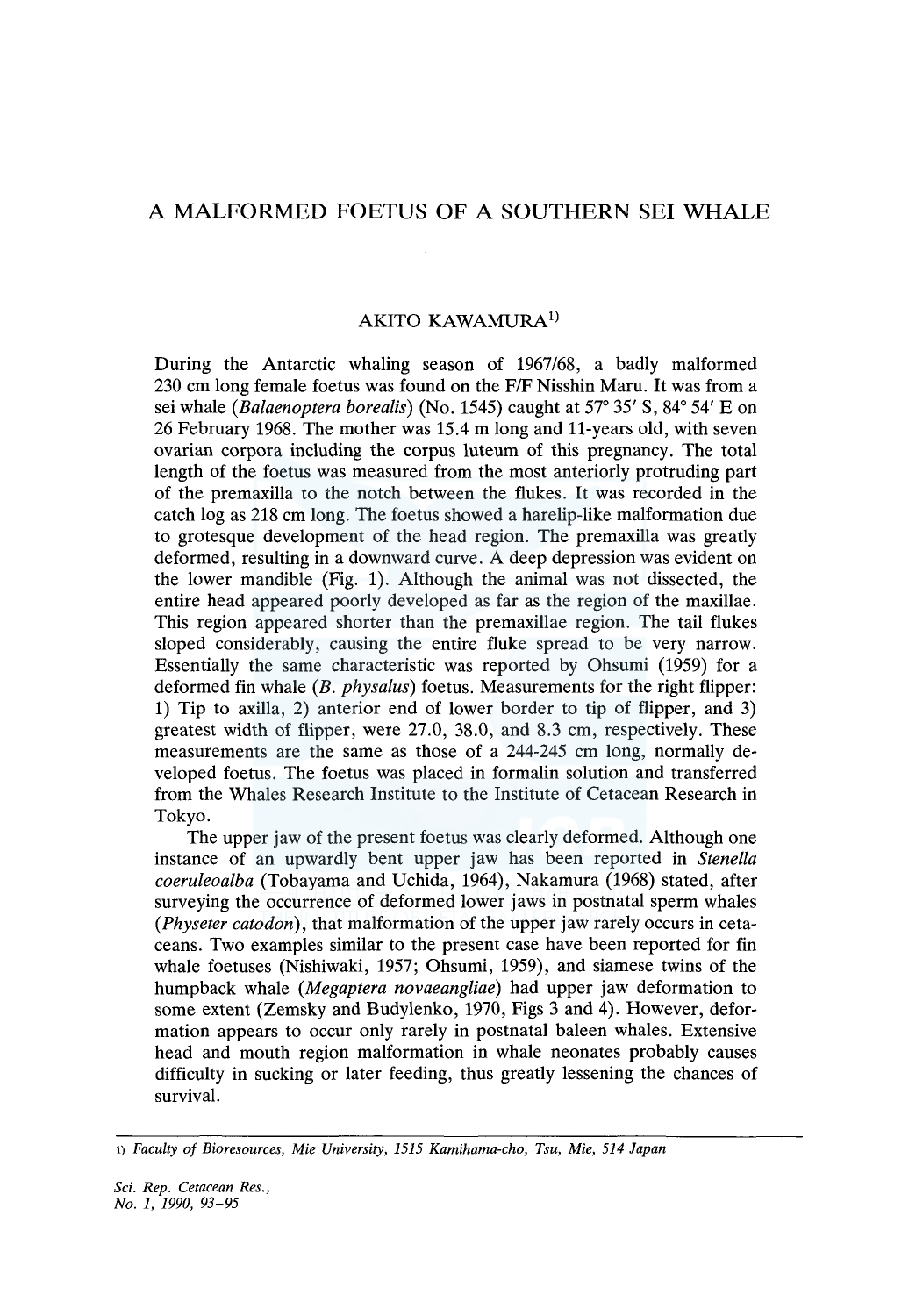# A MALFORMED FOETUS OF A SOUTHERN SEI WHALE

AKITO KAWAMURA[1)]

During the Antarctic whaling season of 1967/68, a badly malformed 230 cm long female foetus was found on the F/F Nisshin Maru. It was from a sei whale (*Balaenoptera borealis*) (No. 1545) caught at 57° 35′ S, 84° 54′ E on 26 February 1968. The mother was 15.4 m long and 11-years old, with seven ovarian corpora including the corpus luteum of this pregnancy. The total length of the foetus was measured from the most anteriorly protruding part of the premaxilla to the notch between the flukes. It was recorded in the catch log as 218 cm long. The foetus showed a harelip-like malformation due to grotesque development of the head region. The premaxilla was greatly deformed, resulting in a downward curve. A deep depression was evident on the lower mandible (Fig. 1). Although the animal was not dissected, the entire head appeared poorly developed as far as the region of the maxillae. This region appeared shorter than the premaxillae region. The tail flukes sloped considerably, causing the entire fluke spread to be very narrow. Essentially the same characteristic was reported by Ohsumi (1959) for a deformed fin whale (*B. physalus*) foetus. Measurements for the right flipper: 1) Tip to axilla, 2) anterior end of lower border to tip of flipper, and 3) greatest width of flipper, were 27.0, 38.0, and 8.3 cm, respectively. These measurements are the same as those of a 244-245 cm long, normally developed foetus. The foetus was placed in formalin solution and transferred from the Whales Research Institute to the Institute of Cetacean Research in Tokyo.

The upper jaw of the present foetus was clearly deformed. Although one instance of an upwardly bent upper jaw has been reported in *Stenella coeruleoalba* (Tobayama and Uchida, 1964), Nakamura (1968) stated, after surveying the occurrence of deformed lower jaws in postnatal sperm whales (*Physeter catodon*), that malformation of the upper jaw rarely occurs in cetaceans. Two examples similar to the present case have been reported for fin whale foetuses (Nishiwaki, 1957; Ohsumi, 1959), and siamese twins of the humpback whale (*Megaptera novaeangliae*) had upper jaw deformation to some extent (Zemsky and Budylenko, 1970, Figs 3 and 4). However, deformation appears to occur only rarely in postnatal baleen whales. Extensive head and mouth region malformation in whale neonates probably causes difficulty in sucking or later feeding, thus greatly lessening the chances of survival.

---

1) *Faculty of Bioresources, Mie University, 1515 Kamihama-cho, Tsu, Mie, 514 Japan*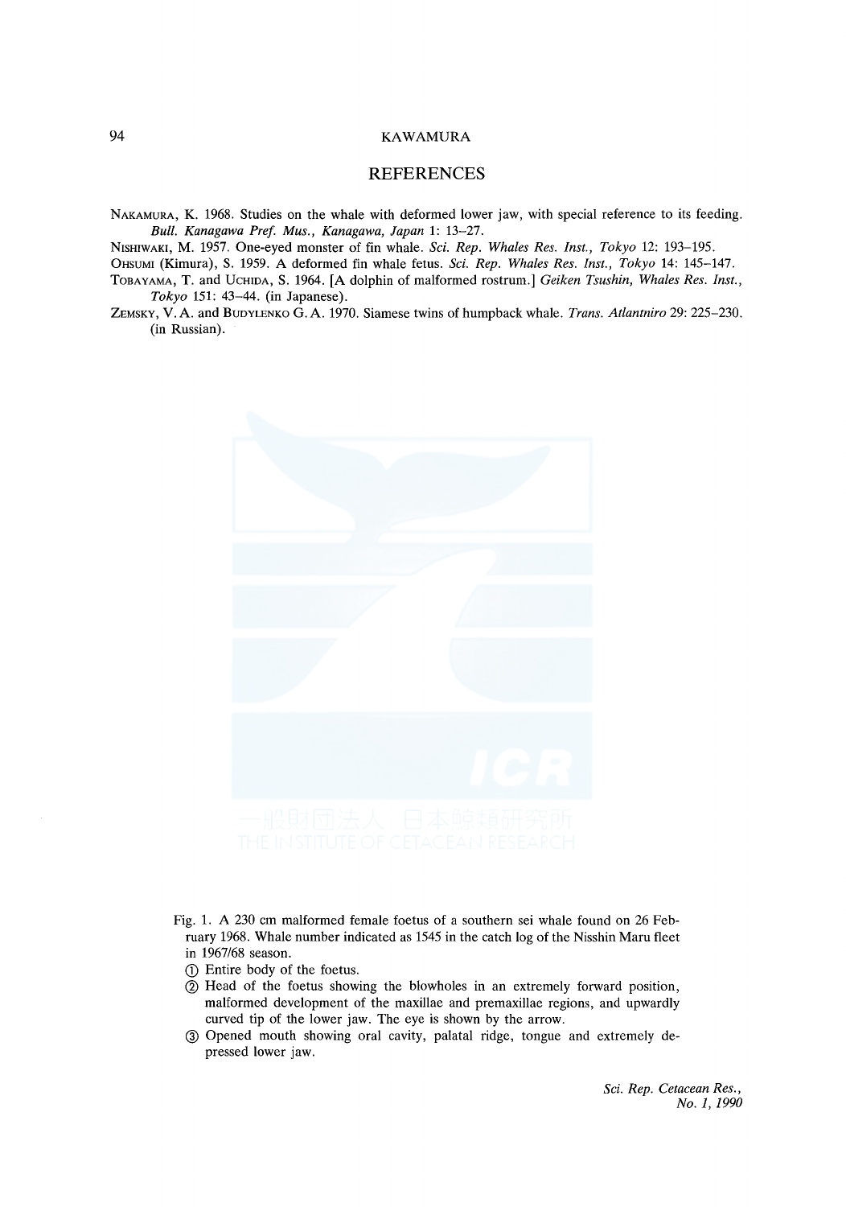## REFERENCES

NAKAMURA, K. 1968. Studies on the whale with deformed lower jaw, with special reference to its feeding. *Bull. Kanagawa Pref. Mus., Kanagawa, Japan* 1: 13–27.

NISHIWAKI, M. 1957. One-eyed monster of fin whale. *Sci. Rep. Whales Res. Inst., Tokyo* 12: 193–195.

OHSUMI (Kimura), S. 1959. A deformed fin whale fetus. *Sci. Rep. Whales Res. Inst., Tokyo* 14: 145–147.

TOBAYAMA, T. and UCHIDA, S. 1964. [A dolphin of malformed rostrum.] *Geiken Tsushin, Whales Res. Inst., Tokyo* 151: 43–44. (in Japanese).

ZEMSKY, V. A. and BUDYLENKO G. A. 1970. Siamese twins of humpback whale. *Trans. Atlantniro* 29: 225–230. (in Russian).

Fig. 1. A 230 cm malformed female foetus of a southern sei whale found on 26 February 1968. Whale number indicated as 1545 in the catch log of the Nisshin Maru fleet in 1967/68 season.

① Entire body of the foetus.

② Head of the foetus showing the blowholes in an extremely forward position, malformed development of the maxillae and premaxillae regions, and upwardly curved tip of the lower jaw. The eye is shown by the arrow.

③ Opened mouth showing oral cavity, palatal ridge, tongue and extremely depressed lower jaw.